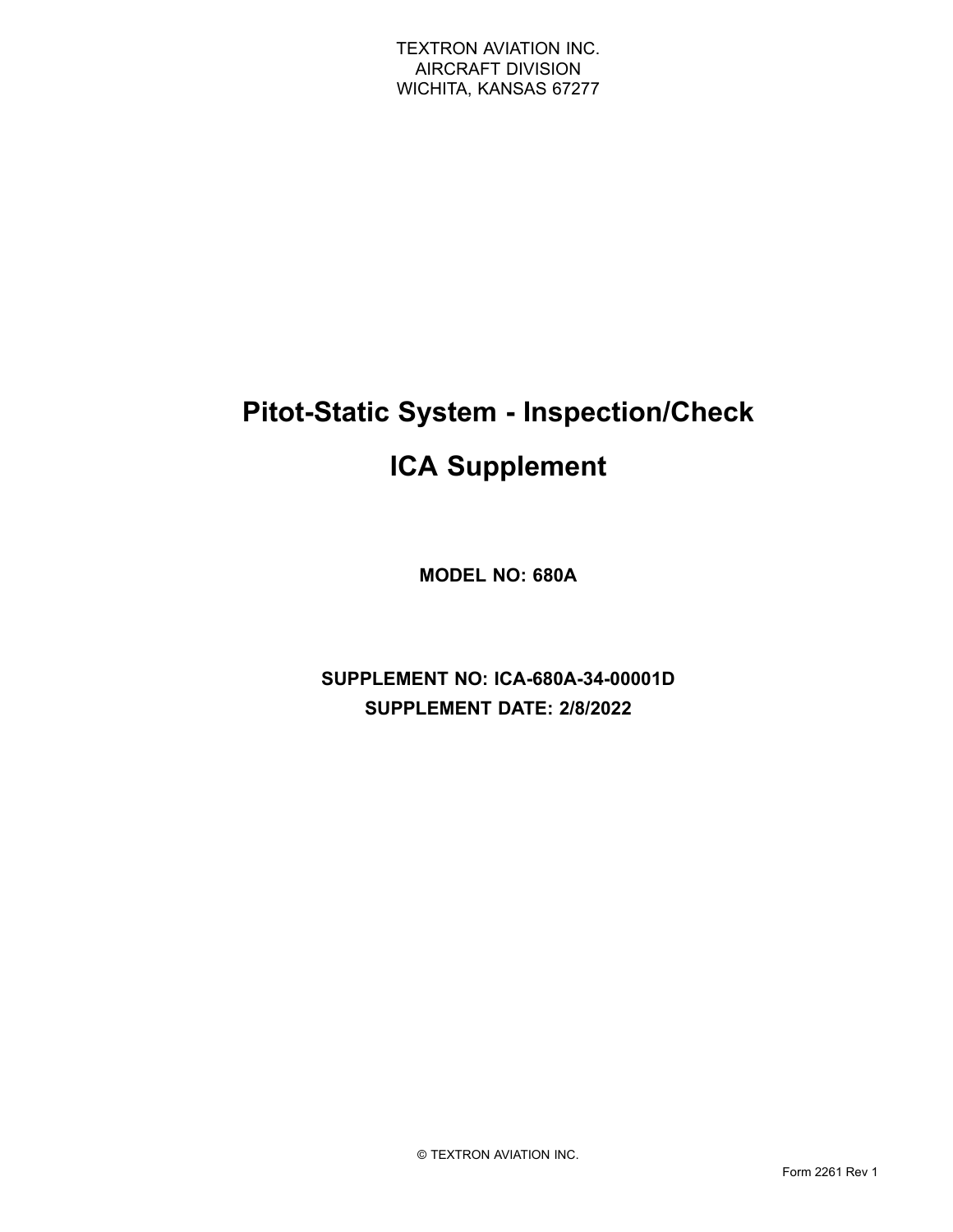TEXTRON AVIATION INC.
AIRCRAFT DIVISION
WICHITA, KANSAS 67277

# Pitot-Static System - Inspection/Check

# ICA Supplement

**MODEL NO: 680A**

**SUPPLEMENT NO: ICA-680A-34-00001D**

**SUPPLEMENT DATE: 2/8/2022**

© TEXTRON AVIATION INC.

Form 2261 Rev 1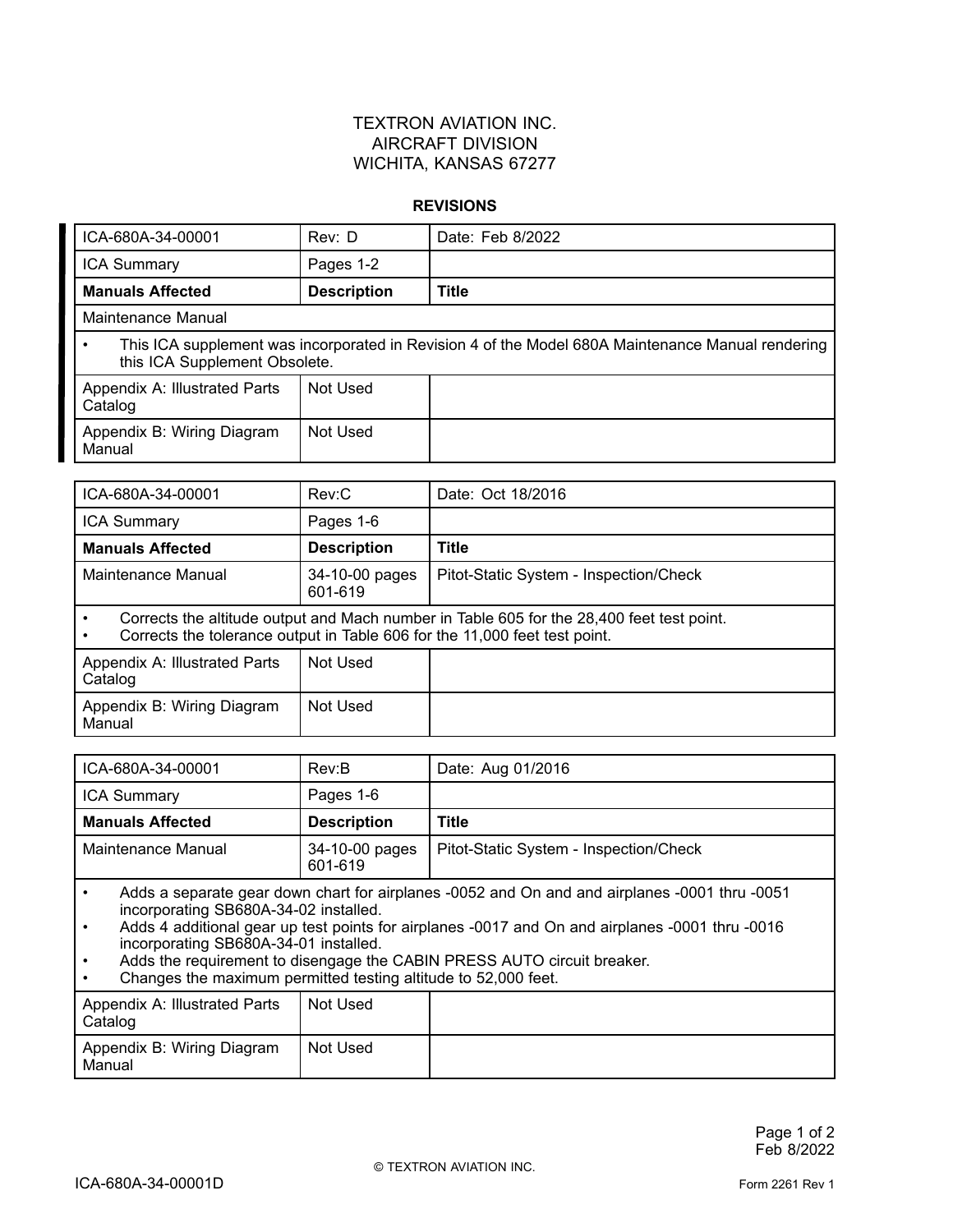TEXTRON AVIATION INC.
AIRCRAFT DIVISION
WICHITA, KANSAS 67277

**REVISIONS**

| ICA-680A-34-00001 | Rev: D | Date: Feb 8/2022 |
|---|---|---|
| ICA Summary | Pages 1-2 | |
| **Manuals Affected** | **Description** | **Title** |
| Maintenance Manual | | |
| • This ICA supplement was incorporated in Revision 4 of the Model 680A Maintenance Manual rendering this ICA Supplement Obsolete. | | |
| Appendix A: Illustrated Parts Catalog | Not Used | |
| Appendix B: Wiring Diagram Manual | Not Used | |

| ICA-680A-34-00001 | Rev:C | Date: Oct 18/2016 |
|---|---|---|
| ICA Summary | Pages 1-6 | |
| **Manuals Affected** | **Description** | **Title** |
| Maintenance Manual | 34-10-00 pages 601-619 | Pitot-Static System - Inspection/Check |
| • Corrects the altitude output and Mach number in Table 605 for the 28,400 feet test point.<br>• Corrects the tolerance output in Table 606 for the 11,000 feet test point. | | |
| Appendix A: Illustrated Parts Catalog | Not Used | |
| Appendix B: Wiring Diagram Manual | Not Used | |

| ICA-680A-34-00001 | Rev:B | Date: Aug 01/2016 |
|---|---|---|
| ICA Summary | Pages 1-6 | |
| **Manuals Affected** | **Description** | **Title** |
| Maintenance Manual | 34-10-00 pages 601-619 | Pitot-Static System - Inspection/Check |
| • Adds a separate gear down chart for airplanes -0052 and On and and airplanes -0001 thru -0051 incorporating SB680A-34-02 installed.<br>• Adds 4 additional gear up test points for airplanes -0017 and On and airplanes -0001 thru -0016 incorporating SB680A-34-01 installed.<br>• Adds the requirement to disengage the CABIN PRESS AUTO circuit breaker.<br>• Changes the maximum permitted testing altitude to 52,000 feet. | | |
| Appendix A: Illustrated Parts Catalog | Not Used | |
| Appendix B: Wiring Diagram Manual | Not Used | |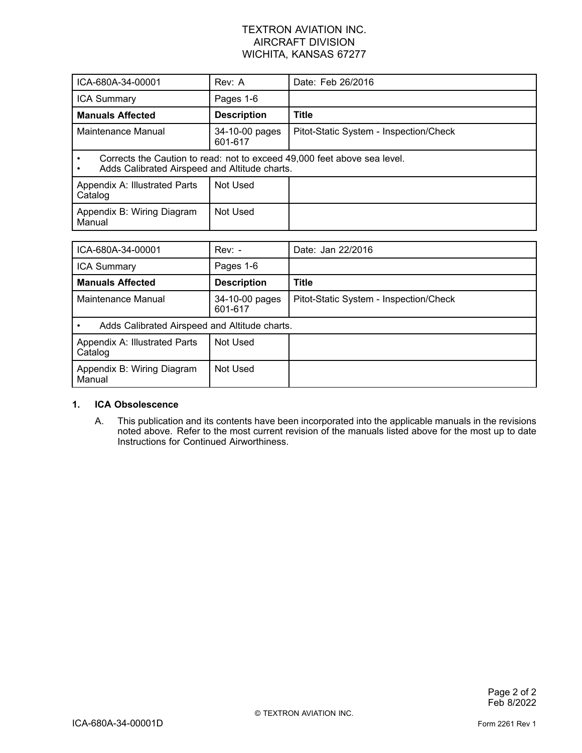TEXTRON AVIATION INC.
AIRCRAFT DIVISION
WICHITA, KANSAS 67277

| ICA-680A-34-00001 | Rev: A | Date: Feb 26/2016 |
|---|---|---|
| ICA Summary | Pages 1-6 | |
| **Manuals Affected** | **Description** | **Title** |
| Maintenance Manual | 34-10-00 pages 601-617 | Pitot-Static System - Inspection/Check |
| • Corrects the Caution to read: not to exceed 49,000 feet above sea level.<br>• Adds Calibrated Airspeed and Altitude charts. | | |
| Appendix A: Illustrated Parts Catalog | Not Used | |
| Appendix B: Wiring Diagram Manual | Not Used | |

| ICA-680A-34-00001 | Rev: - | Date: Jan 22/2016 |
|---|---|---|
| ICA Summary | Pages 1-6 | |
| **Manuals Affected** | **Description** | **Title** |
| Maintenance Manual | 34-10-00 pages 601-617 | Pitot-Static System - Inspection/Check |
| • Adds Calibrated Airspeed and Altitude charts. | | |
| Appendix A: Illustrated Parts Catalog | Not Used | |
| Appendix B: Wiring Diagram Manual | Not Used | |

## 1. ICA Obsolescence

A. This publication and its contents have been incorporated into the applicable manuals in the revisions noted above. Refer to the most current revision of the manuals listed above for the most up to date Instructions for Continued Airworthiness.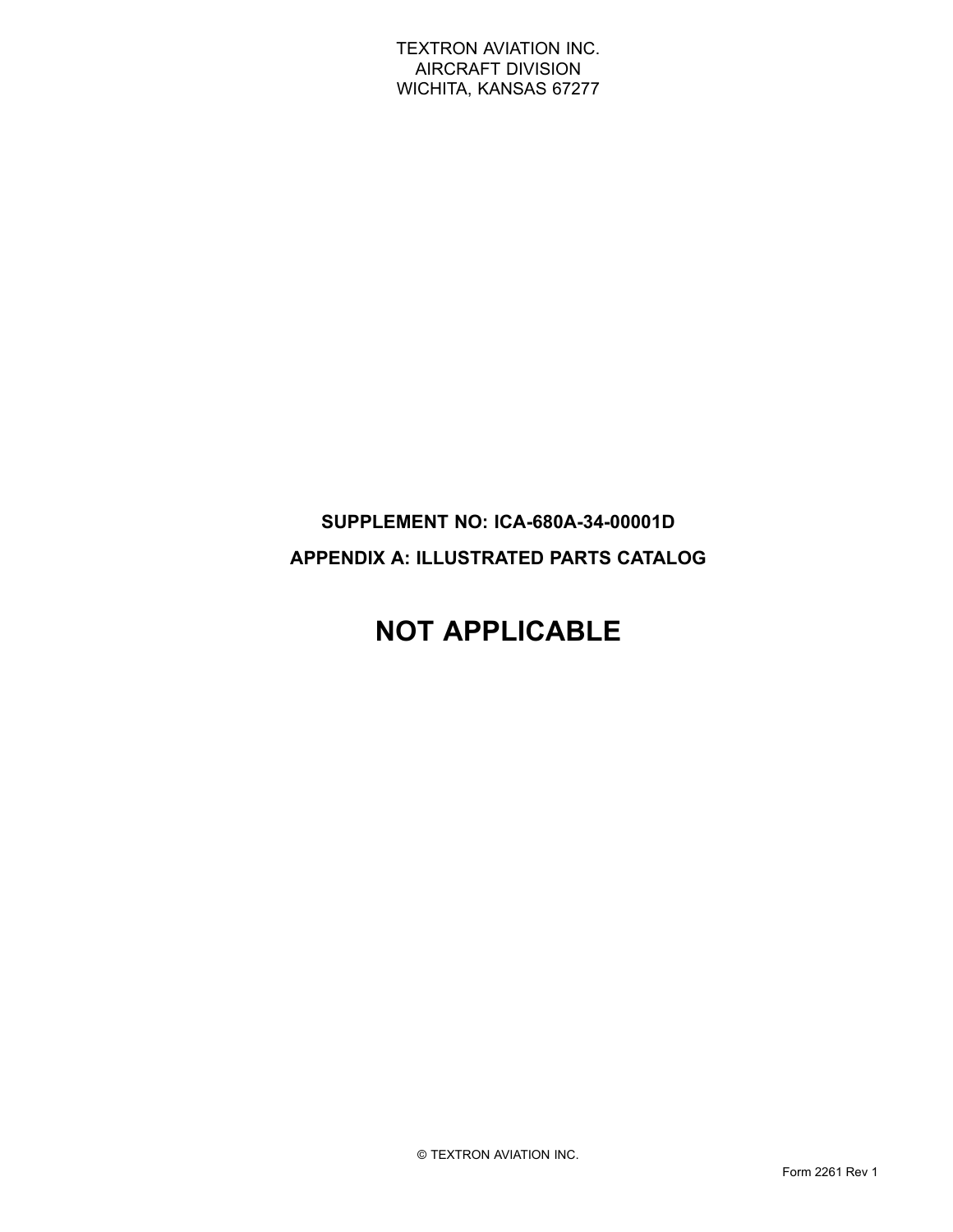TEXTRON AVIATION INC.
AIRCRAFT DIVISION
WICHITA, KANSAS 67277

**SUPPLEMENT NO: ICA-680A-34-00001D**

**APPENDIX A: ILLUSTRATED PARTS CATALOG**

# NOT APPLICABLE

© TEXTRON AVIATION INC.

Form 2261 Rev 1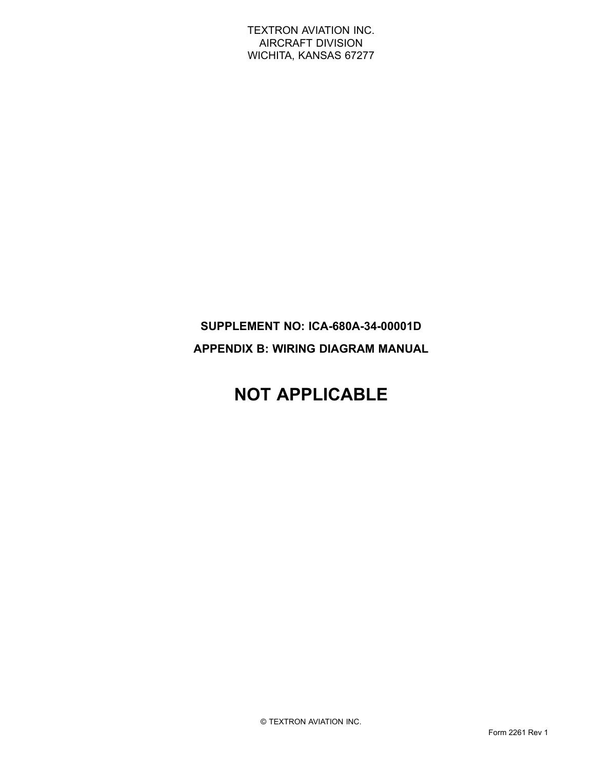TEXTRON AVIATION INC.
AIRCRAFT DIVISION
WICHITA, KANSAS 67277

**SUPPLEMENT NO: ICA-680A-34-00001D**

**APPENDIX B: WIRING DIAGRAM MANUAL**

# NOT APPLICABLE

© TEXTRON AVIATION INC.

Form 2261 Rev 1